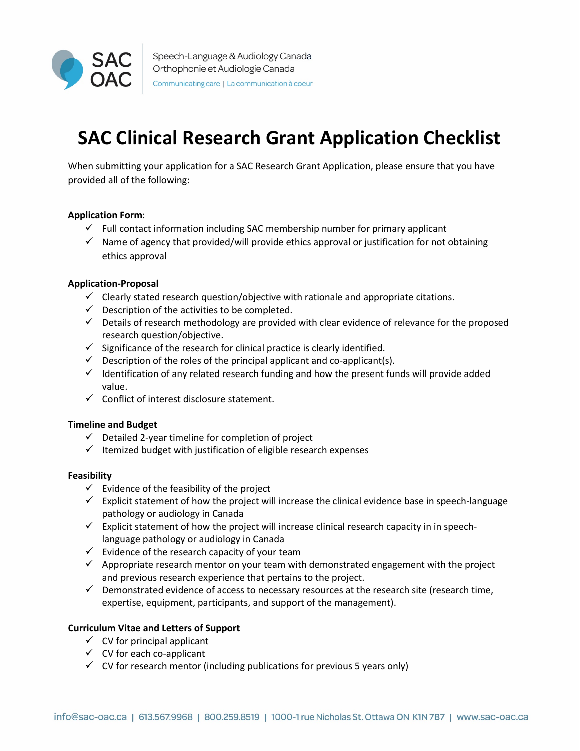Speech-Language & Audiology Canada
Orthophonie et Audiologie Canada
Communicating care | La communication à coeur

# SAC Clinical Research Grant Application Checklist

When submitting your application for a SAC Research Grant Application, please ensure that you have provided all of the following:

**Application Form**:

- ✓ Full contact information including SAC membership number for primary applicant
- ✓ Name of agency that provided/will provide ethics approval or justification for not obtaining ethics approval

**Application-Proposal**

- ✓ Clearly stated research question/objective with rationale and appropriate citations.
- ✓ Description of the activities to be completed.
- ✓ Details of research methodology are provided with clear evidence of relevance for the proposed research question/objective.
- ✓ Significance of the research for clinical practice is clearly identified.
- ✓ Description of the roles of the principal applicant and co-applicant(s).
- ✓ Identification of any related research funding and how the present funds will provide added value.
- ✓ Conflict of interest disclosure statement.

**Timeline and Budget**

- ✓ Detailed 2-year timeline for completion of project
- ✓ Itemized budget with justification of eligible research expenses

**Feasibility**

- ✓ Evidence of the feasibility of the project
- ✓ Explicit statement of how the project will increase the clinical evidence base in speech-language pathology or audiology in Canada
- ✓ Explicit statement of how the project will increase clinical research capacity in in speech-language pathology or audiology in Canada
- ✓ Evidence of the research capacity of your team
- ✓ Appropriate research mentor on your team with demonstrated engagement with the project and previous research experience that pertains to the project.
- ✓ Demonstrated evidence of access to necessary resources at the research site (research time, expertise, equipment, participants, and support of the management).

**Curriculum Vitae and Letters of Support**

- ✓ CV for principal applicant
- ✓ CV for each co-applicant
- ✓ CV for research mentor (including publications for previous 5 years only)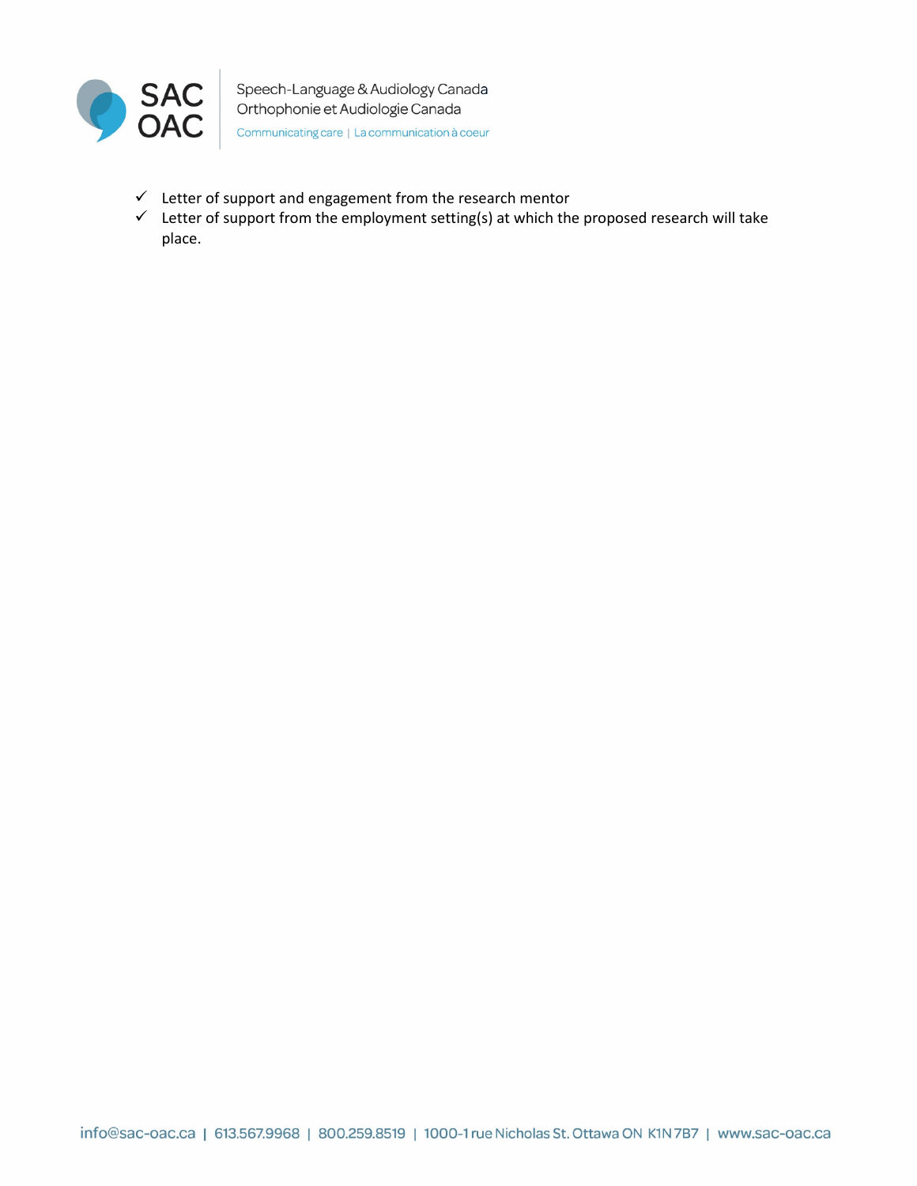- ✓ Letter of support and engagement from the research mentor
- ✓ Letter of support from the employment setting(s) at which the proposed research will take place.